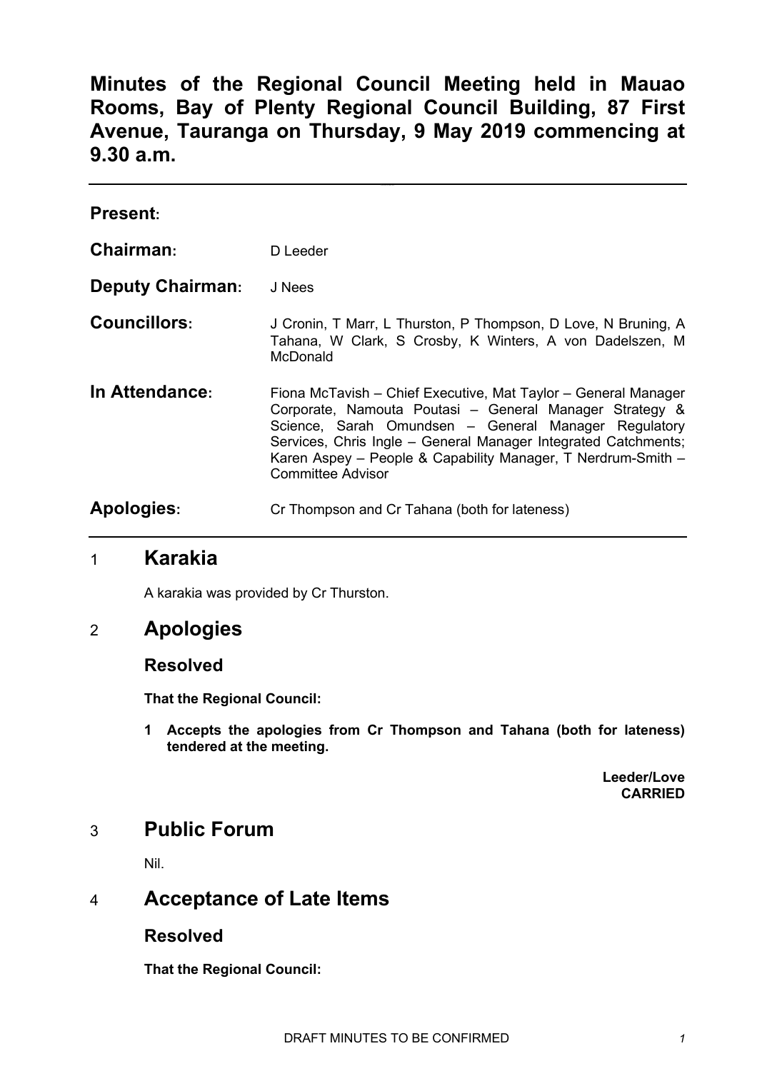# Minutes of the Regional Council Meeting held in Mauao Rooms, Bay of Plenty Regional Council Building, 87 First Avenue, Tauranga on Thursday, 9 May 2019 commencing at 9.30 a.m.

---

**Present:**

**Chairman:** D Leeder

**Deputy Chairman:** J Nees

**Councillors:** J Cronin, T Marr, L Thurston, P Thompson, D Love, N Bruning, A Tahana, W Clark, S Crosby, K Winters, A von Dadelszen, M McDonald

**In Attendance:** Fiona McTavish – Chief Executive, Mat Taylor – General Manager Corporate, Namouta Poutasi – General Manager Strategy & Science, Sarah Omundsen – General Manager Regulatory Services, Chris Ingle – General Manager Integrated Catchments; Karen Aspey – People & Capability Manager, T Nerdrum-Smith – Committee Advisor

**Apologies:** Cr Thompson and Cr Tahana (both for lateness)

---

## 1 Karakia

A karakia was provided by Cr Thurston.

## 2 Apologies

### Resolved

**That the Regional Council:**

**1 Accepts the apologies from Cr Thompson and Tahana (both for lateness) tendered at the meeting.**

**Leeder/Love**
**CARRIED**

## 3 Public Forum

Nil.

## 4 Acceptance of Late Items

### Resolved

**That the Regional Council:**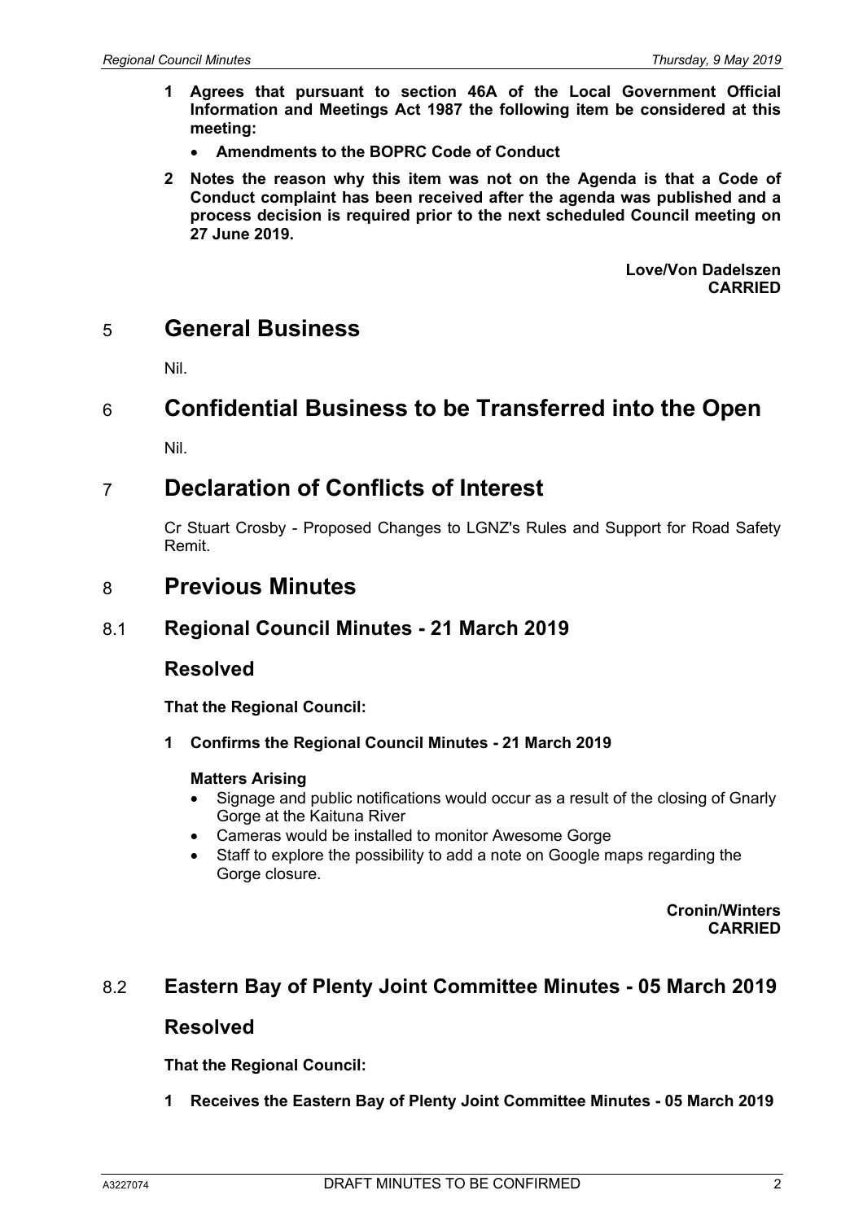**1 Agrees that pursuant to section 46A of the Local Government Official Information and Meetings Act 1987 the following item be considered at this meeting:**

- **Amendments to the BOPRC Code of Conduct**

**2 Notes the reason why this item was not on the Agenda is that a Code of Conduct complaint has been received after the agenda was published and a process decision is required prior to the next scheduled Council meeting on 27 June 2019.**

**Love/Von Dadelszen**
**CARRIED**

# 5 General Business

Nil.

# 6 Confidential Business to be Transferred into the Open

Nil.

# 7 Declaration of Conflicts of Interest

Cr Stuart Crosby - Proposed Changes to LGNZ's Rules and Support for Road Safety Remit.

# 8 Previous Minutes

## 8.1 Regional Council Minutes - 21 March 2019

### Resolved

**That the Regional Council:**

**1 Confirms the Regional Council Minutes - 21 March 2019**

**Matters Arising**

- Signage and public notifications would occur as a result of the closing of Gnarly Gorge at the Kaituna River
- Cameras would be installed to monitor Awesome Gorge
- Staff to explore the possibility to add a note on Google maps regarding the Gorge closure.

**Cronin/Winters**
**CARRIED**

## 8.2 Eastern Bay of Plenty Joint Committee Minutes - 05 March 2019

### Resolved

**That the Regional Council:**

**1 Receives the Eastern Bay of Plenty Joint Committee Minutes - 05 March 2019**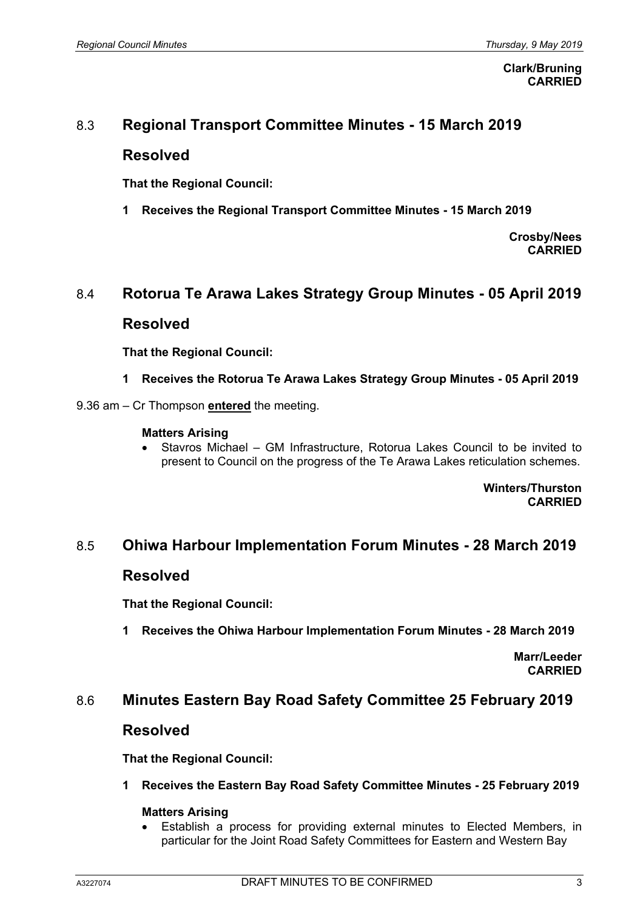**Clark/Bruning**
**CARRIED**

## 8.3 Regional Transport Committee Minutes - 15 March 2019

### Resolved

**That the Regional Council:**

**1 Receives the Regional Transport Committee Minutes - 15 March 2019**

**Crosby/Nees**
**CARRIED**

## 8.4 Rotorua Te Arawa Lakes Strategy Group Minutes - 05 April 2019

### Resolved

**That the Regional Council:**

**1 Receives the Rotorua Te Arawa Lakes Strategy Group Minutes - 05 April 2019**

9.36 am – Cr Thompson **entered** the meeting.

**Matters Arising**

- Stavros Michael – GM Infrastructure, Rotorua Lakes Council to be invited to present to Council on the progress of the Te Arawa Lakes reticulation schemes.

**Winters/Thurston**
**CARRIED**

## 8.5 Ohiwa Harbour Implementation Forum Minutes - 28 March 2019

### Resolved

**That the Regional Council:**

**1 Receives the Ohiwa Harbour Implementation Forum Minutes - 28 March 2019**

**Marr/Leeder**
**CARRIED**

## 8.6 Minutes Eastern Bay Road Safety Committee 25 February 2019

### Resolved

**That the Regional Council:**

**1 Receives the Eastern Bay Road Safety Committee Minutes - 25 February 2019**

**Matters Arising**

- Establish a process for providing external minutes to Elected Members, in particular for the Joint Road Safety Committees for Eastern and Western Bay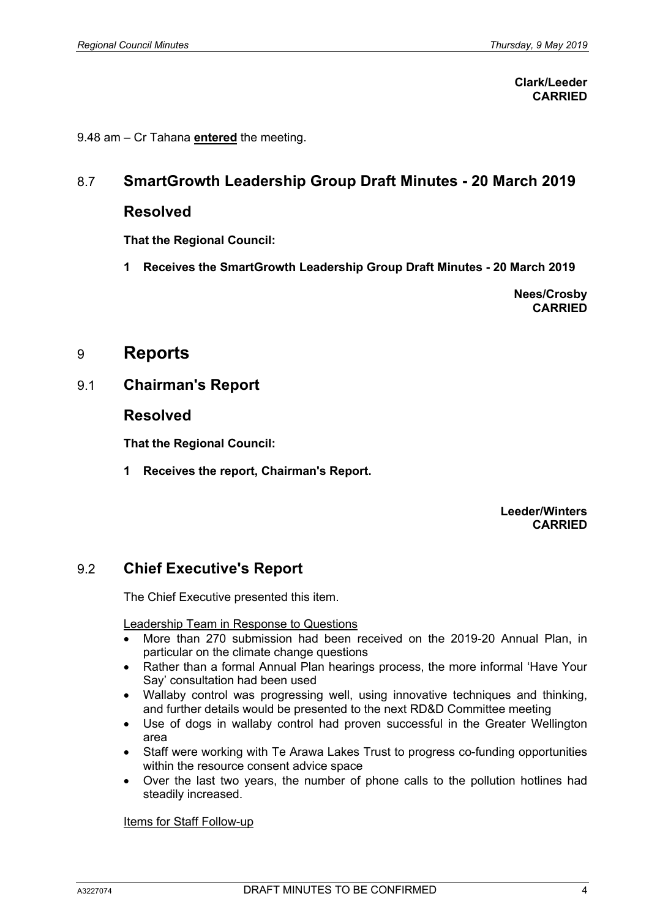**Clark/Leeder**
**CARRIED**

9.48 am – Cr Tahana **entered** the meeting.

## 8.7 SmartGrowth Leadership Group Draft Minutes - 20 March 2019

### Resolved

**That the Regional Council:**

**1 Receives the SmartGrowth Leadership Group Draft Minutes - 20 March 2019**

**Nees/Crosby**
**CARRIED**

# 9 Reports

## 9.1 Chairman's Report

### Resolved

**That the Regional Council:**

**1 Receives the report, Chairman's Report.**

**Leeder/Winters**
**CARRIED**

## 9.2 Chief Executive's Report

The Chief Executive presented this item.

Leadership Team in Response to Questions

- More than 270 submission had been received on the 2019-20 Annual Plan, in particular on the climate change questions
- Rather than a formal Annual Plan hearings process, the more informal 'Have Your Say' consultation had been used
- Wallaby control was progressing well, using innovative techniques and thinking, and further details would be presented to the next RD&D Committee meeting
- Use of dogs in wallaby control had proven successful in the Greater Wellington area
- Staff were working with Te Arawa Lakes Trust to progress co-funding opportunities within the resource consent advice space
- Over the last two years, the number of phone calls to the pollution hotlines had steadily increased.

Items for Staff Follow-up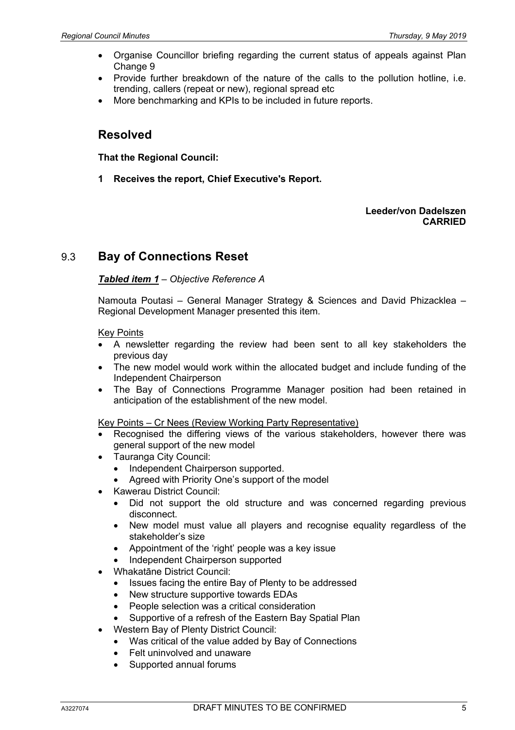- Organise Councillor briefing regarding the current status of appeals against Plan Change 9
- Provide further breakdown of the nature of the calls to the pollution hotline, i.e. trending, callers (repeat or new), regional spread etc
- More benchmarking and KPIs to be included in future reports.

## Resolved

**That the Regional Council:**

**1 Receives the report, Chief Executive's Report.**

**Leeder/von Dadelszen**
**CARRIED**

## 9.3 Bay of Connections Reset

***Tabled item 1*** *– Objective Reference A*

Namouta Poutasi – General Manager Strategy & Sciences and David Phizacklea – Regional Development Manager presented this item.

Key Points

- A newsletter regarding the review had been sent to all key stakeholders the previous day
- The new model would work within the allocated budget and include funding of the Independent Chairperson
- The Bay of Connections Programme Manager position had been retained in anticipation of the establishment of the new model.

Key Points – Cr Nees (Review Working Party Representative)

- Recognised the differing views of the various stakeholders, however there was general support of the new model
- Tauranga City Council:
  - Independent Chairperson supported.
  - Agreed with Priority One's support of the model
- Kawerau District Council:
  - Did not support the old structure and was concerned regarding previous disconnect.
  - New model must value all players and recognise equality regardless of the stakeholder's size
  - Appointment of the 'right' people was a key issue
  - Independent Chairperson supported
- Whakatāne District Council:
  - Issues facing the entire Bay of Plenty to be addressed
  - New structure supportive towards EDAs
  - People selection was a critical consideration
  - Supportive of a refresh of the Eastern Bay Spatial Plan
- Western Bay of Plenty District Council:
  - Was critical of the value added by Bay of Connections
  - Felt uninvolved and unaware
  - Supported annual forums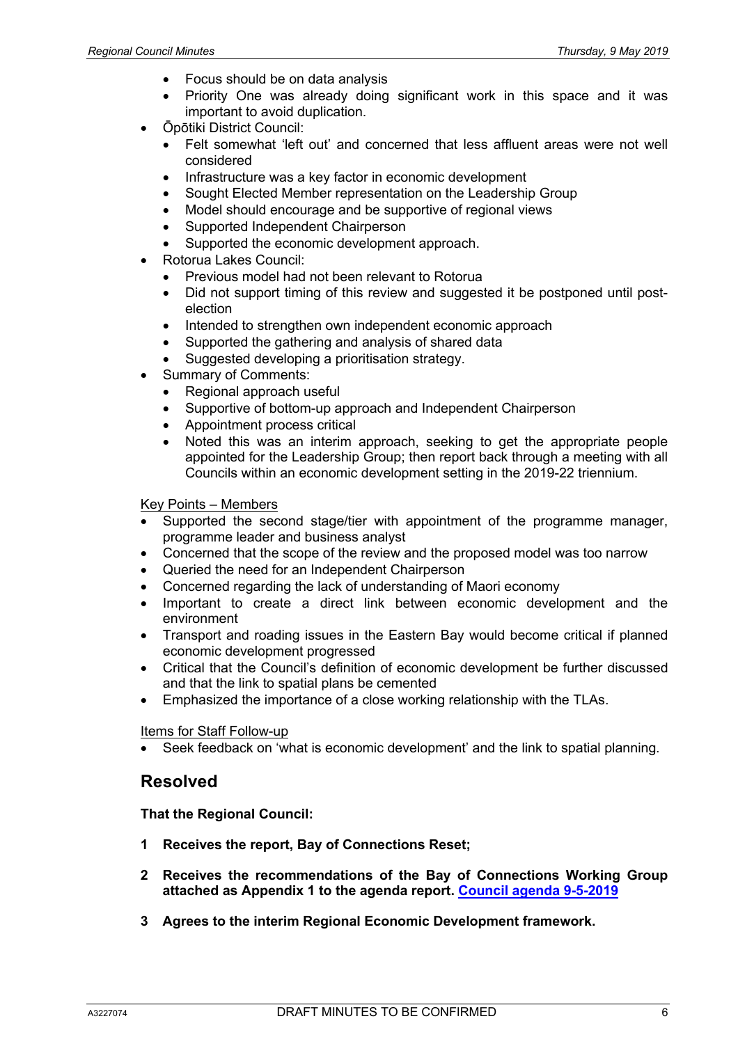- Focus should be on data analysis
    - Priority One was already doing significant work in this space and it was important to avoid duplication.
- Ōpōtiki District Council:
    - Felt somewhat 'left out' and concerned that less affluent areas were not well considered
    - Infrastructure was a key factor in economic development
    - Sought Elected Member representation on the Leadership Group
    - Model should encourage and be supportive of regional views
    - Supported Independent Chairperson
    - Supported the economic development approach.
- Rotorua Lakes Council:
    - Previous model had not been relevant to Rotorua
    - Did not support timing of this review and suggested it be postponed until post-election
    - Intended to strengthen own independent economic approach
    - Supported the gathering and analysis of shared data
    - Suggested developing a prioritisation strategy.
- Summary of Comments:
    - Regional approach useful
    - Supportive of bottom-up approach and Independent Chairperson
    - Appointment process critical
    - Noted this was an interim approach, seeking to get the appropriate people appointed for the Leadership Group; then report back through a meeting with all Councils within an economic development setting in the 2019-22 triennium.

Key Points – Members

- Supported the second stage/tier with appointment of the programme manager, programme leader and business analyst
- Concerned that the scope of the review and the proposed model was too narrow
- Queried the need for an Independent Chairperson
- Concerned regarding the lack of understanding of Maori economy
- Important to create a direct link between economic development and the environment
- Transport and roading issues in the Eastern Bay would become critical if planned economic development progressed
- Critical that the Council's definition of economic development be further discussed and that the link to spatial plans be cemented
- Emphasized the importance of a close working relationship with the TLAs.

Items for Staff Follow-up

- Seek feedback on 'what is economic development' and the link to spatial planning.

## Resolved

**That the Regional Council:**

**1 Receives the report, Bay of Connections Reset;**

**2 Receives the recommendations of the Bay of Connections Working Group attached as Appendix 1 to the agenda report. Council agenda 9-5-2019**

**3 Agrees to the interim Regional Economic Development framework.**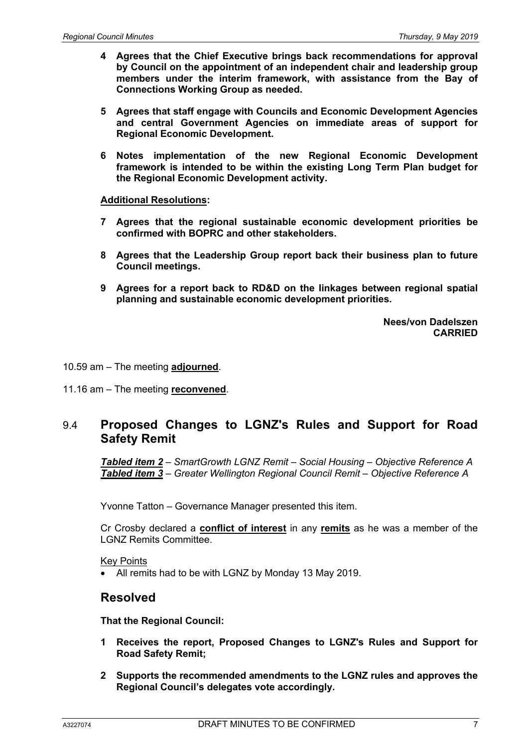**4 Agrees that the Chief Executive brings back recommendations for approval by Council on the appointment of an independent chair and leadership group members under the interim framework, with assistance from the Bay of Connections Working Group as needed.**

**5 Agrees that staff engage with Councils and Economic Development Agencies and central Government Agencies on immediate areas of support for Regional Economic Development.**

**6 Notes implementation of the new Regional Economic Development framework is intended to be within the existing Long Term Plan budget for the Regional Economic Development activity.**

**Additional Resolutions:**

**7 Agrees that the regional sustainable economic development priorities be confirmed with BOPRC and other stakeholders.**

**8 Agrees that the Leadership Group report back their business plan to future Council meetings.**

**9 Agrees for a report back to RD&D on the linkages between regional spatial planning and sustainable economic development priorities.**

**Nees/von Dadelszen**
**CARRIED**

10.59 am – The meeting **adjourned**.

11.16 am – The meeting **reconvened**.

## 9.4 Proposed Changes to LGNZ's Rules and Support for Road Safety Remit

***Tabled item 2*** *– SmartGrowth LGNZ Remit – Social Housing – Objective Reference A*
***Tabled item 3*** *– Greater Wellington Regional Council Remit – Objective Reference A*

Yvonne Tatton – Governance Manager presented this item.

Cr Crosby declared a **conflict of interest** in any **remits** as he was a member of the LGNZ Remits Committee.

Key Points

- All remits had to be with LGNZ by Monday 13 May 2019.

### Resolved

**That the Regional Council:**

**1 Receives the report, Proposed Changes to LGNZ's Rules and Support for Road Safety Remit;**

**2 Supports the recommended amendments to the LGNZ rules and approves the Regional Council's delegates vote accordingly.**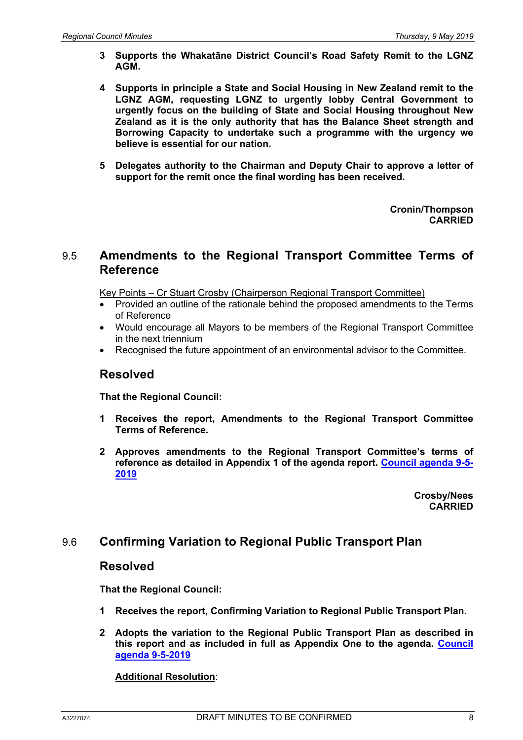**3 Supports the Whakatāne District Council's Road Safety Remit to the LGNZ AGM.**

**4 Supports in principle a State and Social Housing in New Zealand remit to the LGNZ AGM, requesting LGNZ to urgently lobby Central Government to urgently focus on the building of State and Social Housing throughout New Zealand as it is the only authority that has the Balance Sheet strength and Borrowing Capacity to undertake such a programme with the urgency we believe is essential for our nation.**

**5 Delegates authority to the Chairman and Deputy Chair to approve a letter of support for the remit once the final wording has been received.**

**Cronin/Thompson**
**CARRIED**

## 9.5 Amendments to the Regional Transport Committee Terms of Reference

Key Points – Cr Stuart Crosby (Chairperson Regional Transport Committee)

- Provided an outline of the rationale behind the proposed amendments to the Terms of Reference
- Would encourage all Mayors to be members of the Regional Transport Committee in the next triennium
- Recognised the future appointment of an environmental advisor to the Committee.

## Resolved

**That the Regional Council:**

**1 Receives the report, Amendments to the Regional Transport Committee Terms of Reference.**

**2 Approves amendments to the Regional Transport Committee's terms of reference as detailed in Appendix 1 of the agenda report. Council agenda 9-5-2019**

**Crosby/Nees**
**CARRIED**

## 9.6 Confirming Variation to Regional Public Transport Plan

## Resolved

**That the Regional Council:**

**1 Receives the report, Confirming Variation to Regional Public Transport Plan.**

**2 Adopts the variation to the Regional Public Transport Plan as described in this report and as included in full as Appendix One to the agenda. Council agenda 9-5-2019**

**Additional Resolution**: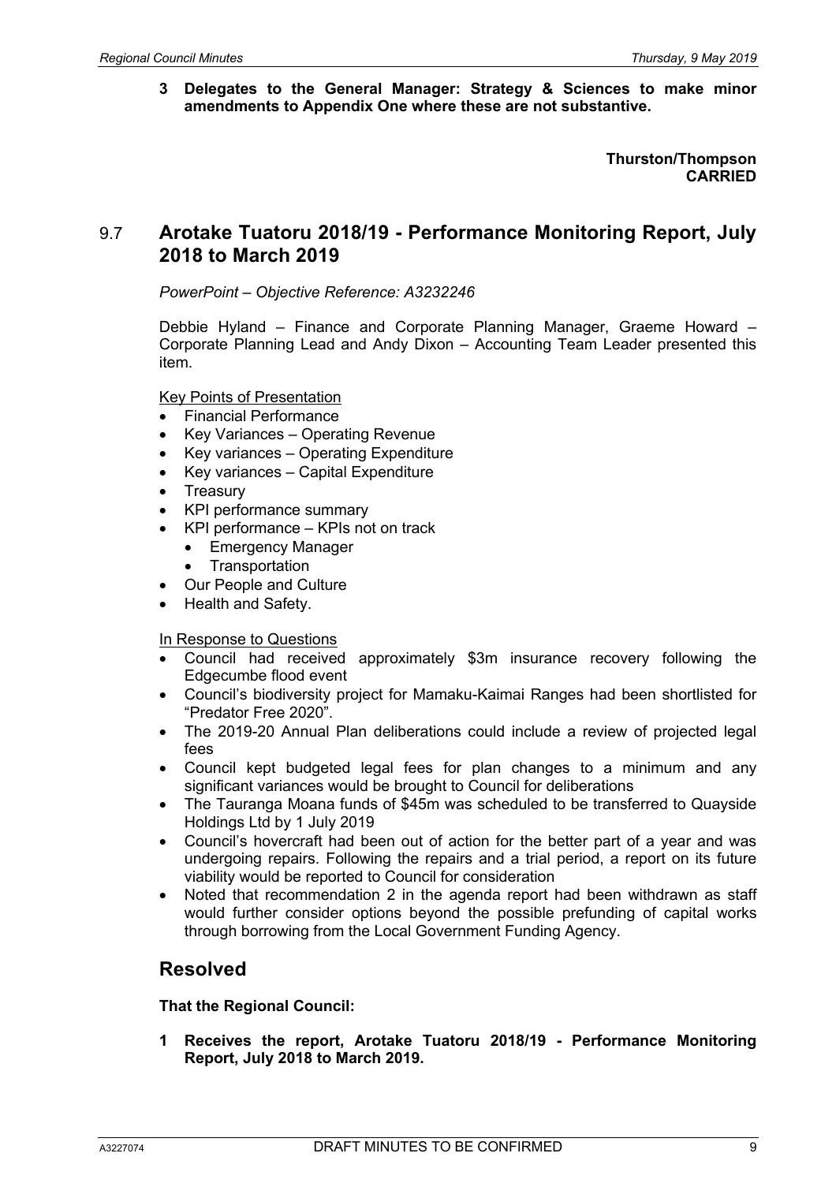**3 Delegates to the General Manager: Strategy & Sciences to make minor amendments to Appendix One where these are not substantive.**

**Thurston/Thompson**
**CARRIED**

## 9.7 Arotake Tuatoru 2018/19 - Performance Monitoring Report, July 2018 to March 2019

*PowerPoint – Objective Reference: A3232246*

Debbie Hyland – Finance and Corporate Planning Manager, Graeme Howard – Corporate Planning Lead and Andy Dixon – Accounting Team Leader presented this item.

Key Points of Presentation

- Financial Performance
- Key Variances – Operating Revenue
- Key variances – Operating Expenditure
- Key variances – Capital Expenditure
- Treasury
- KPI performance summary
- KPI performance – KPIs not on track
  - Emergency Manager
  - Transportation
- Our People and Culture
- Health and Safety.

In Response to Questions

- Council had received approximately $3m insurance recovery following the Edgecumbe flood event
- Council's biodiversity project for Mamaku-Kaimai Ranges had been shortlisted for "Predator Free 2020".
- The 2019-20 Annual Plan deliberations could include a review of projected legal fees
- Council kept budgeted legal fees for plan changes to a minimum and any significant variances would be brought to Council for deliberations
- The Tauranga Moana funds of $45m was scheduled to be transferred to Quayside Holdings Ltd by 1 July 2019
- Council's hovercraft had been out of action for the better part of a year and was undergoing repairs. Following the repairs and a trial period, a report on its future viability would be reported to Council for consideration
- Noted that recommendation 2 in the agenda report had been withdrawn as staff would further consider options beyond the possible prefunding of capital works through borrowing from the Local Government Funding Agency.

## Resolved

**That the Regional Council:**

**1 Receives the report, Arotake Tuatoru 2018/19 - Performance Monitoring Report, July 2018 to March 2019.**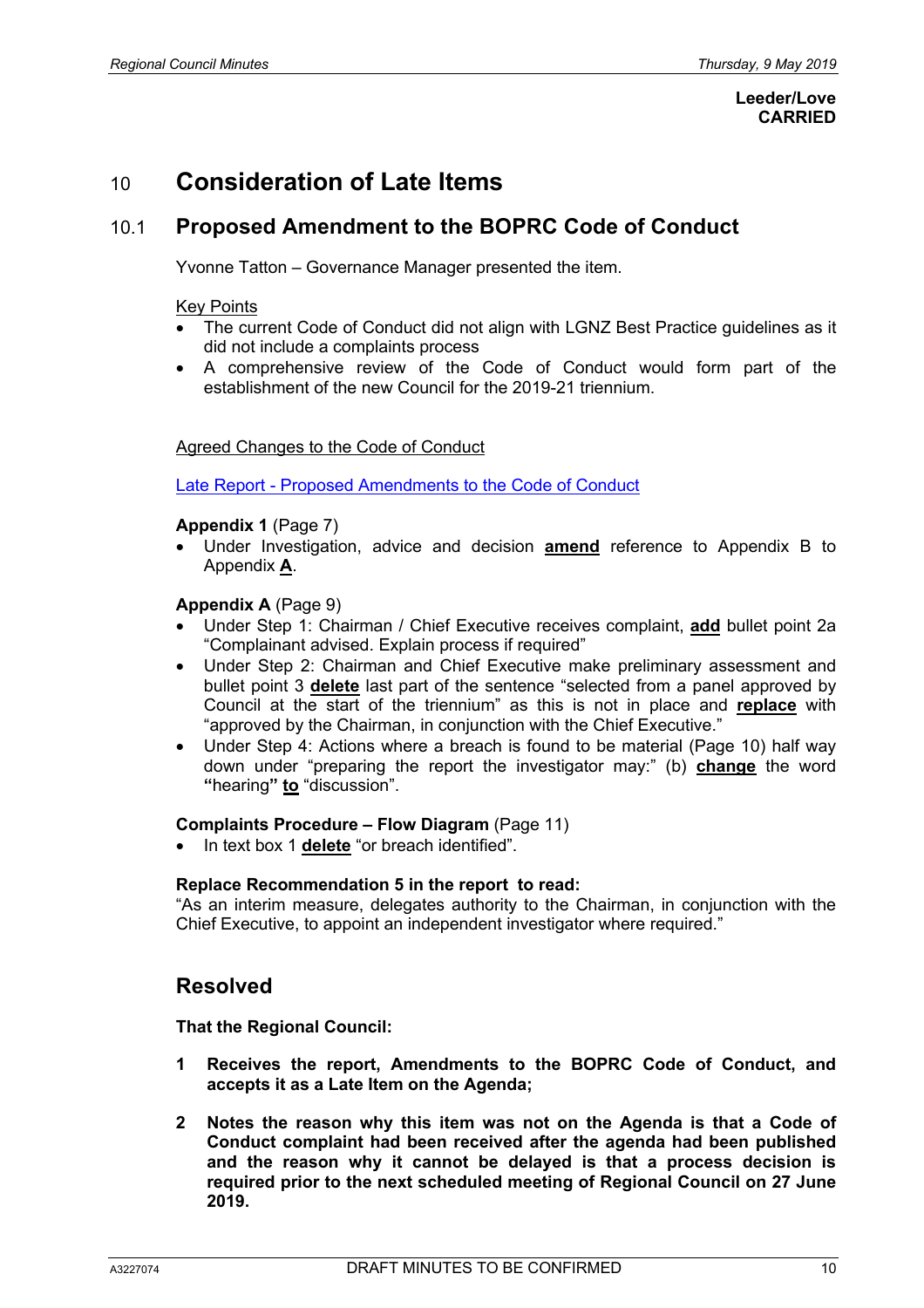**Leeder/Love**
**CARRIED**

# 10 Consideration of Late Items

## 10.1 Proposed Amendment to the BOPRC Code of Conduct

Yvonne Tatton – Governance Manager presented the item.

Key Points

- The current Code of Conduct did not align with LGNZ Best Practice guidelines as it did not include a complaints process
- A comprehensive review of the Code of Conduct would form part of the establishment of the new Council for the 2019-21 triennium.

Agreed Changes to the Code of Conduct

Late Report - Proposed Amendments to the Code of Conduct

**Appendix 1** (Page 7)

- Under Investigation, advice and decision **amend** reference to Appendix B to Appendix **A**.

**Appendix A** (Page 9)

- Under Step 1: Chairman / Chief Executive receives complaint, **add** bullet point 2a "Complainant advised. Explain process if required"
- Under Step 2: Chairman and Chief Executive make preliminary assessment and bullet point 3 **delete** last part of the sentence "selected from a panel approved by Council at the start of the triennium" as this is not in place and **replace** with "approved by the Chairman, in conjunction with the Chief Executive."
- Under Step 4: Actions where a breach is found to be material (Page 10) half way down under "preparing the report the investigator may:" (b) **change** the word **"**hearing**" to** "discussion".

**Complaints Procedure – Flow Diagram** (Page 11)

- In text box 1 **delete** "or breach identified".

**Replace Recommendation 5 in the report to read:**
"As an interim measure, delegates authority to the Chairman, in conjunction with the Chief Executive, to appoint an independent investigator where required."

## Resolved

**That the Regional Council:**

**1 Receives the report, Amendments to the BOPRC Code of Conduct, and accepts it as a Late Item on the Agenda;**

**2 Notes the reason why this item was not on the Agenda is that a Code of Conduct complaint had been received after the agenda had been published and the reason why it cannot be delayed is that a process decision is required prior to the next scheduled meeting of Regional Council on 27 June 2019.**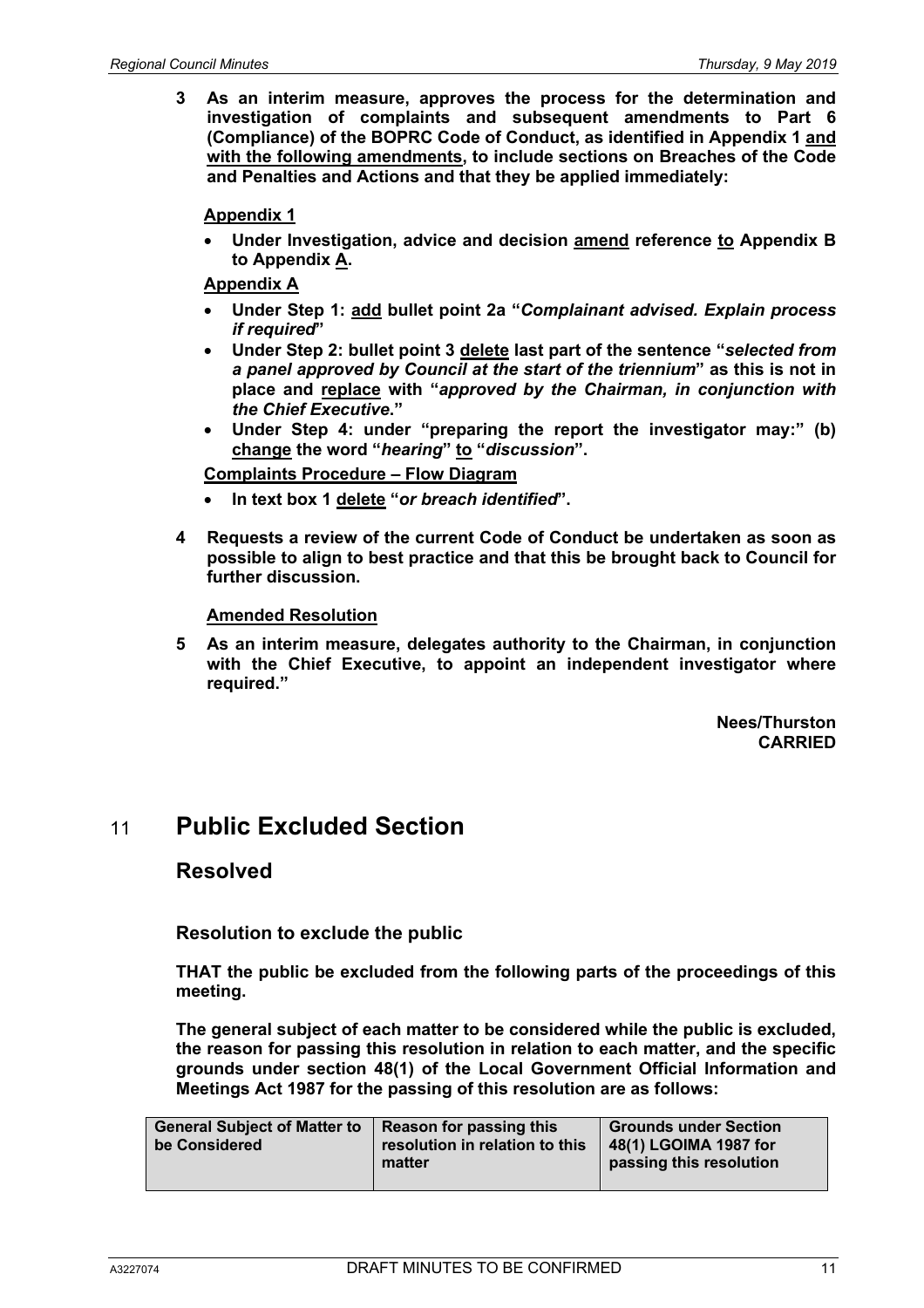**3 As an interim measure, approves the process for the determination and investigation of complaints and subsequent amendments to Part 6 (Compliance) of the BOPRC Code of Conduct, as identified in Appendix 1 <u>and with the following amendments</u>, to include sections on Breaches of the Code and Penalties and Actions and that they be applied immediately:**

**<u>Appendix 1</u>**

- **Under Investigation, advice and decision <u>amend</u> reference <u>to</u> Appendix B to Appendix <u>A</u>.**

**<u>Appendix A</u>**

- **Under Step 1: <u>add</u> bullet point 2a "*Complainant advised. Explain process if required*"**
- **Under Step 2: bullet point 3 <u>delete</u> last part of the sentence "*selected from a panel approved by Council at the start of the triennium*" as this is not in place and <u>replace</u> with "*approved by the Chairman, in conjunction with the Chief Executive.*"**
- **Under Step 4: under "preparing the report the investigator may:" (b) <u>change</u> the word "*hearing*" <u>to</u> "*discussion*".**

**<u>Complaints Procedure – Flow Diagram</u>**

- **In text box 1 <u>delete</u> "*or breach identified*".**

**4 Requests a review of the current Code of Conduct be undertaken as soon as possible to align to best practice and that this be brought back to Council for further discussion.**

**<u>Amended Resolution</u>**

**5 As an interim measure, delegates authority to the Chairman, in conjunction with the Chief Executive, to appoint an independent investigator where required."**

**Nees/Thurston**
**CARRIED**

# 11 Public Excluded Section

## Resolved

### Resolution to exclude the public

**THAT the public be excluded from the following parts of the proceedings of this meeting.**

**The general subject of each matter to be considered while the public is excluded, the reason for passing this resolution in relation to each matter, and the specific grounds under section 48(1) of the Local Government Official Information and Meetings Act 1987 for the passing of this resolution are as follows:**

| General Subject of Matter to be Considered | Reason for passing this resolution in relation to this matter | Grounds under Section 48(1) LGOIMA 1987 for passing this resolution |
|---|---|---|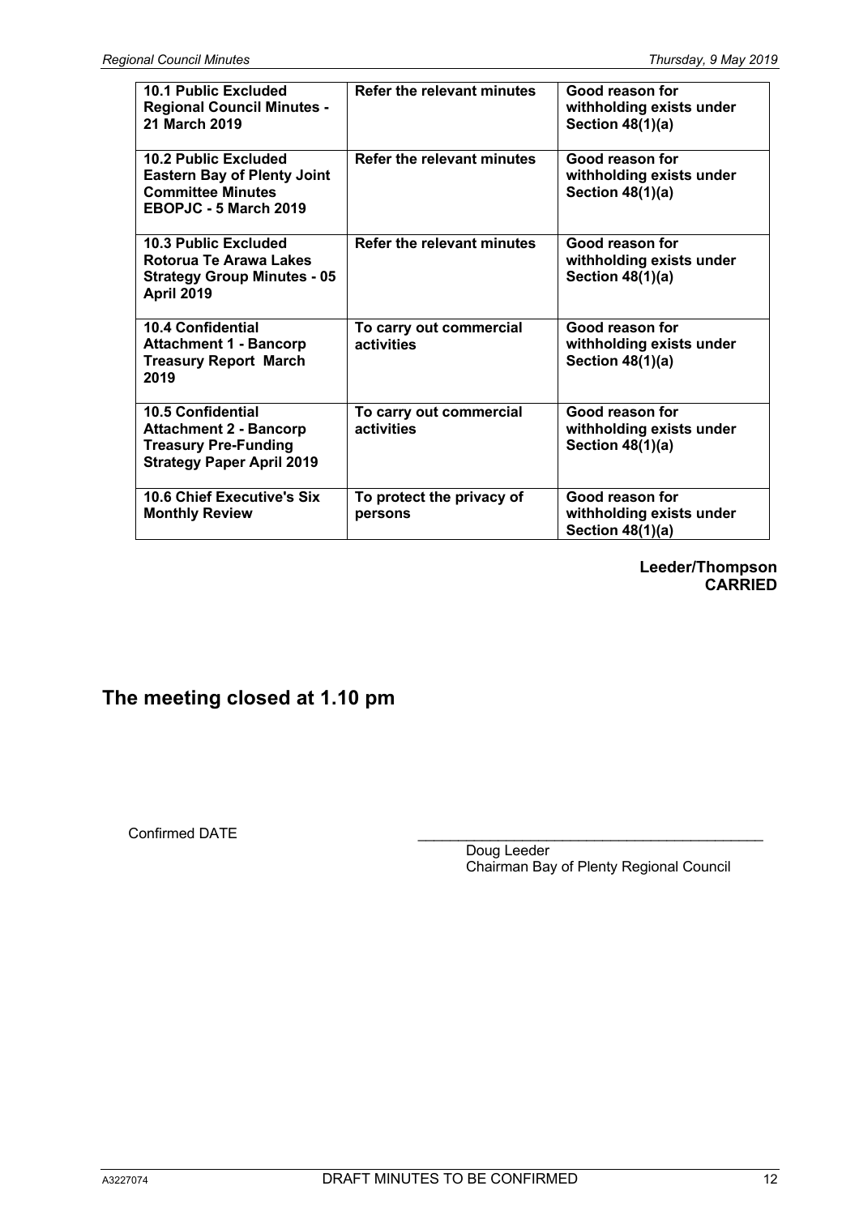| | | |
|---|---|---|
| **10.1 Public Excluded Regional Council Minutes - 21 March 2019** | **Refer the relevant minutes** | **Good reason for withholding exists under Section 48(1)(a)** |
| **10.2 Public Excluded Eastern Bay of Plenty Joint Committee Minutes EBOPJC - 5 March 2019** | **Refer the relevant minutes** | **Good reason for withholding exists under Section 48(1)(a)** |
| **10.3 Public Excluded Rotorua Te Arawa Lakes Strategy Group Minutes - 05 April 2019** | **Refer the relevant minutes** | **Good reason for withholding exists under Section 48(1)(a)** |
| **10.4 Confidential Attachment 1 - Bancorp Treasury Report March 2019** | **To carry out commercial activities** | **Good reason for withholding exists under Section 48(1)(a)** |
| **10.5 Confidential Attachment 2 - Bancorp Treasury Pre-Funding Strategy Paper April 2019** | **To carry out commercial activities** | **Good reason for withholding exists under Section 48(1)(a)** |
| **10.6 Chief Executive's Six Monthly Review** | **To protect the privacy of persons** | **Good reason for withholding exists under Section 48(1)(a)** |

**Leeder/Thompson**
**CARRIED**

## The meeting closed at 1.10 pm

Confirmed DATE

\_\_\_\_\_\_\_\_\_\_\_\_\_\_\_\_\_\_\_\_\_\_\_\_\_\_\_\_\_\_\_\_\_\_\_\_\_\_\_\_\_\_

Doug Leeder
Chairman Bay of Plenty Regional Council